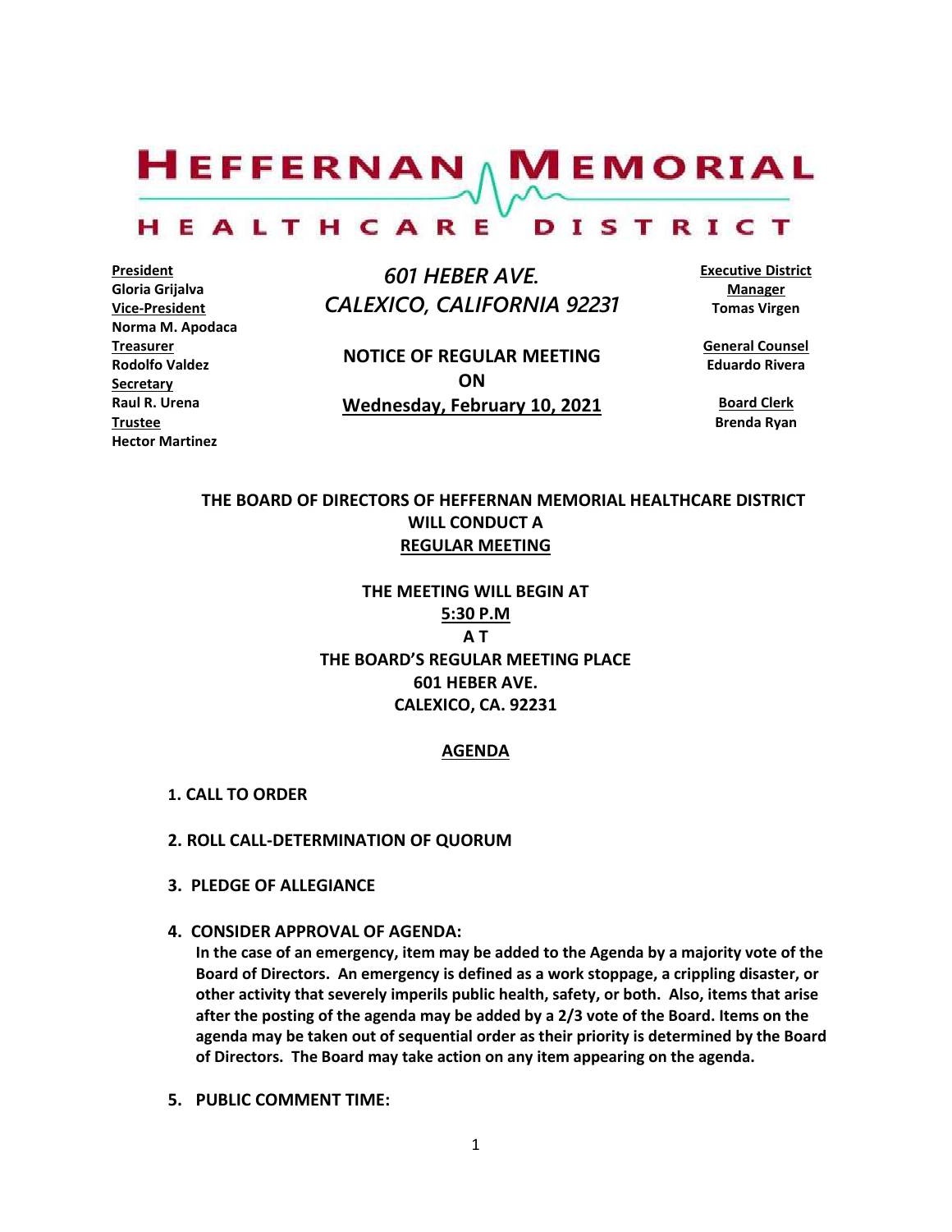# HEFFERNAN MEMORIAL HEALTHCARE DISTRICT

**President**
**Gloria Grijalva**
**Vice-President**
**Norma M. Apodaca**
**Treasurer**
**Rodolfo Valdez**
**Secretary**
**Raul R. Urena**
**Trustee**
**Hector Martinez**

*601 HEBER AVE.*
*CALEXICO, CALIFORNIA 92231*

**NOTICE OF REGULAR MEETING**
**ON**
**Wednesday, February 10, 2021**

**Executive District Manager**
**Tomas Virgen**

**General Counsel**
**Eduardo Rivera**

**Board Clerk**
**Brenda Ryan**

**THE BOARD OF DIRECTORS OF HEFFERNAN MEMORIAL HEALTHCARE DISTRICT WILL CONDUCT A REGULAR MEETING**

**THE MEETING WILL BEGIN AT**
**5:30 P.M**
**A T**
**THE BOARD'S REGULAR MEETING PLACE**
**601 HEBER AVE.**
**CALEXICO, CA. 92231**

## AGENDA

**1. CALL TO ORDER**

**2. ROLL CALL-DETERMINATION OF QUORUM**

**3. PLEDGE OF ALLEGIANCE**

**4. CONSIDER APPROVAL OF AGENDA:**
**In the case of an emergency, item may be added to the Agenda by a majority vote of the Board of Directors. An emergency is defined as a work stoppage, a crippling disaster, or other activity that severely imperils public health, safety, or both. Also, items that arise after the posting of the agenda may be added by a 2/3 vote of the Board. Items on the agenda may be taken out of sequential order as their priority is determined by the Board of Directors. The Board may take action on any item appearing on the agenda.**

**5. PUBLIC COMMENT TIME:**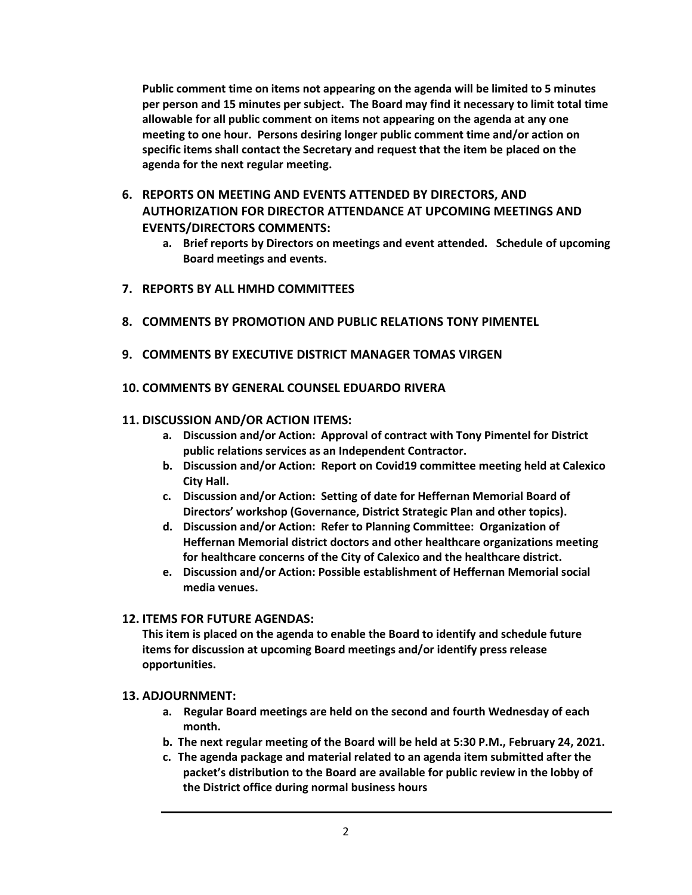**Public comment time on items not appearing on the agenda will be limited to 5 minutes per person and 15 minutes per subject. The Board may find it necessary to limit total time allowable for all public comment on items not appearing on the agenda at any one meeting to one hour. Persons desiring longer public comment time and/or action on specific items shall contact the Secretary and request that the item be placed on the agenda for the next regular meeting.**

6. **REPORTS ON MEETING AND EVENTS ATTENDED BY DIRECTORS, AND AUTHORIZATION FOR DIRECTOR ATTENDANCE AT UPCOMING MEETINGS AND EVENTS/DIRECTORS COMMENTS:**
   a. **Brief reports by Directors on meetings and event attended. Schedule of upcoming Board meetings and events.**

7. **REPORTS BY ALL HMHD COMMITTEES**

8. **COMMENTS BY PROMOTION AND PUBLIC RELATIONS TONY PIMENTEL**

9. **COMMENTS BY EXECUTIVE DISTRICT MANAGER TOMAS VIRGEN**

10. **COMMENTS BY GENERAL COUNSEL EDUARDO RIVERA**

11. **DISCUSSION AND/OR ACTION ITEMS:**
    a. **Discussion and/or Action: Approval of contract with Tony Pimentel for District public relations services as an Independent Contractor.**
    b. **Discussion and/or Action: Report on Covid19 committee meeting held at Calexico City Hall.**
    c. **Discussion and/or Action: Setting of date for Heffernan Memorial Board of Directors' workshop (Governance, District Strategic Plan and other topics).**
    d. **Discussion and/or Action: Refer to Planning Committee: Organization of Heffernan Memorial district doctors and other healthcare organizations meeting for healthcare concerns of the City of Calexico and the healthcare district.**
    e. **Discussion and/or Action: Possible establishment of Heffernan Memorial social media venues.**

12. **ITEMS FOR FUTURE AGENDAS:**
    **This item is placed on the agenda to enable the Board to identify and schedule future items for discussion at upcoming Board meetings and/or identify press release opportunities.**

13. **ADJOURNMENT:**
    a. **Regular Board meetings are held on the second and fourth Wednesday of each month.**
    b. **The next regular meeting of the Board will be held at 5:30 P.M., February 24, 2021.**
    c. **The agenda package and material related to an agenda item submitted after the packet's distribution to the Board are available for public review in the lobby of the District office during normal business hours**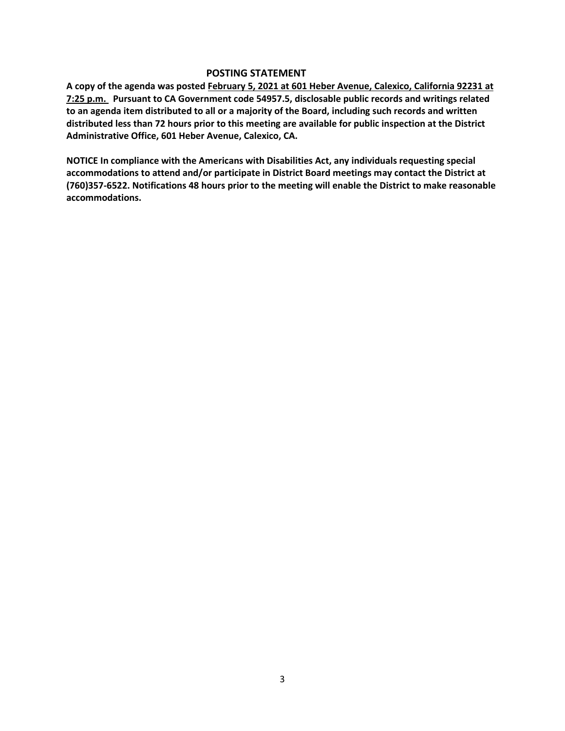## POSTING STATEMENT

**A copy of the agenda was posted February 5, 2021 at 601 Heber Avenue, Calexico, California 92231 at 7:25 p.m. Pursuant to CA Government code 54957.5, disclosable public records and writings related to an agenda item distributed to all or a majority of the Board, including such records and written distributed less than 72 hours prior to this meeting are available for public inspection at the District Administrative Office, 601 Heber Avenue, Calexico, CA.**

**NOTICE In compliance with the Americans with Disabilities Act, any individuals requesting special accommodations to attend and/or participate in District Board meetings may contact the District at (760)357-6522. Notifications 48 hours prior to the meeting will enable the District to make reasonable accommodations.**